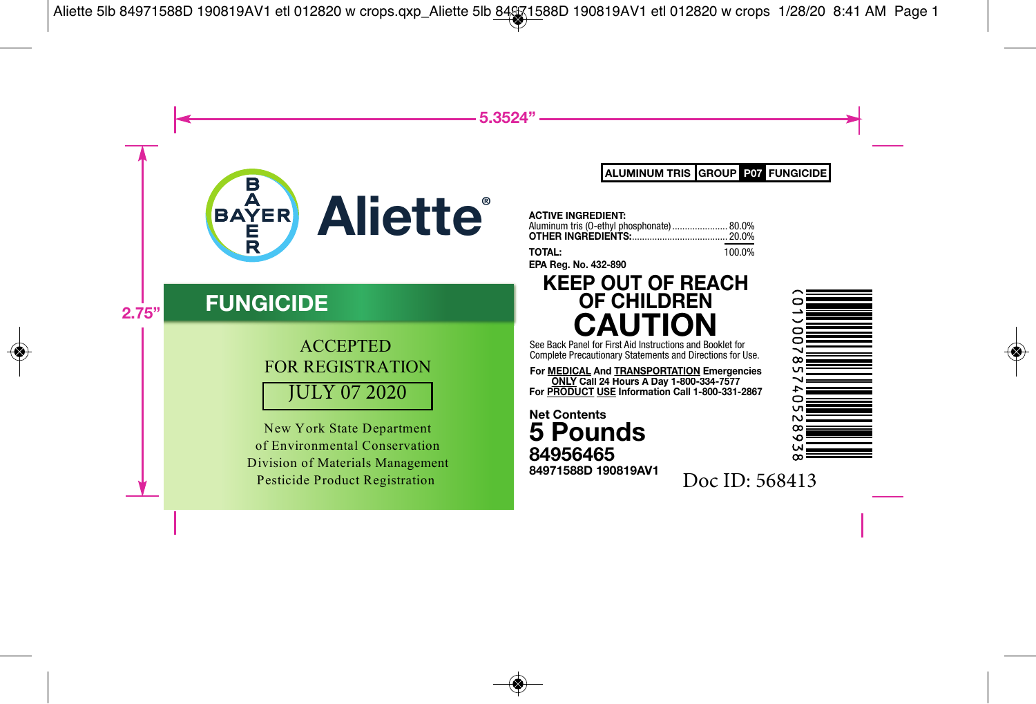# Aliette®

## FUNGICIDE

ACCEPTED
FOR REGISTRATION
JULY 07 2020

New York State Department
of Environmental Conservation
Division of Materials Management
Pesticide Product Registration

| ALUMINUM TRIS | GROUP | P07 | FUNGICIDE |
|---|---|---|---|

**ACTIVE INGREDIENT:**

| | |
|---|---|
| Aluminum tris (O-ethyl phosphonate) | 80.0% |
| **OTHER INGREDIENTS:** | 20.0% |
| **TOTAL:** | 100.0% |

**EPA Reg. No. 432-890**

# KEEP OUT OF REACH OF CHILDREN

# CAUTION

See Back Panel for First Aid Instructions and Booklet for Complete Precautionary Statements and Directions for Use.

**For MEDICAL And TRANSPORTATION Emergencies ONLY Call 24 Hours A Day 1-800-334-7577**
**For PRODUCT USE Information Call 1-800-331-2867**

**Net Contents**
**5 Pounds**

**84956465**
**84971588D 190819AV1**

(01)00785740528938

Doc ID: 568413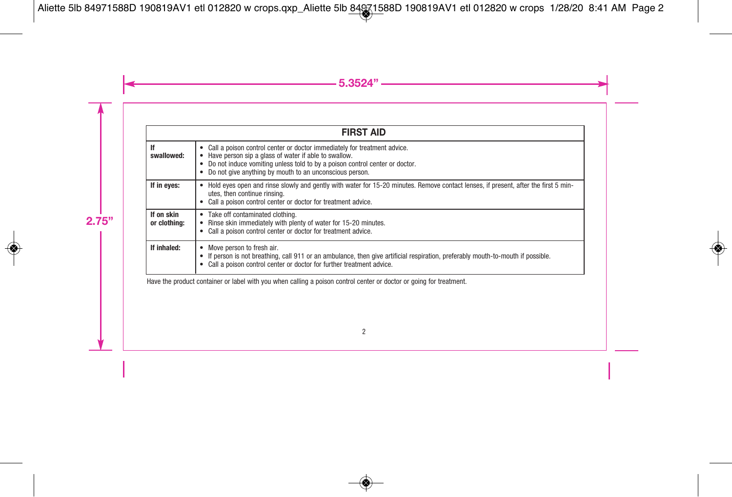| FIRST AID | |
|---|---|
| **If swallowed:** | • Call a poison control center or doctor immediately for treatment advice.<br>• Have person sip a glass of water if able to swallow.<br>• Do not induce vomiting unless told to by a poison control center or doctor.<br>• Do not give anything by mouth to an unconscious person. |
| **If in eyes:** | • Hold eyes open and rinse slowly and gently with water for 15-20 minutes. Remove contact lenses, if present, after the first 5 minutes, then continue rinsing.<br>• Call a poison control center or doctor for treatment advice. |
| **If on skin or clothing:** | • Take off contaminated clothing.<br>• Rinse skin immediately with plenty of water for 15-20 minutes.<br>• Call a poison control center or doctor for treatment advice. |
| **If inhaled:** | • Move person to fresh air.<br>• If person is not breathing, call 911 or an ambulance, then give artificial respiration, preferably mouth-to-mouth if possible.<br>• Call a poison control center or doctor for further treatment advice. |

Have the product container or label with you when calling a poison control center or doctor or going for treatment.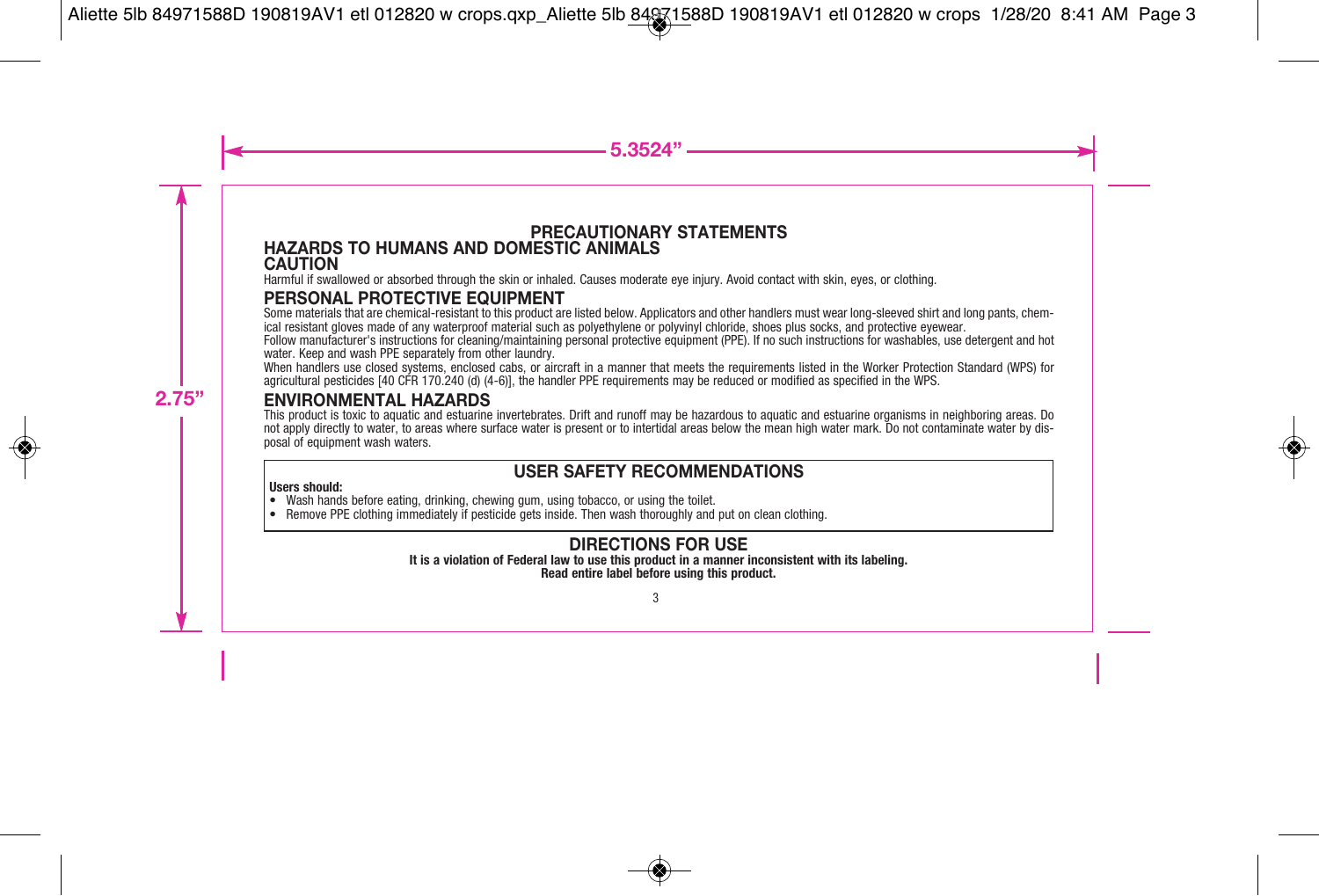## PRECAUTIONARY STATEMENTS

### HAZARDS TO HUMANS AND DOMESTIC ANIMALS

### CAUTION

Harmful if swallowed or absorbed through the skin or inhaled. Causes moderate eye injury. Avoid contact with skin, eyes, or clothing.

### PERSONAL PROTECTIVE EQUIPMENT

Some materials that are chemical-resistant to this product are listed below. Applicators and other handlers must wear long-sleeved shirt and long pants, chemical resistant gloves made of any waterproof material such as polyethylene or polyvinyl chloride, shoes plus socks, and protective eyewear.

Follow manufacturer's instructions for cleaning/maintaining personal protective equipment (PPE). If no such instructions for washables, use detergent and hot water. Keep and wash PPE separately from other laundry.

When handlers use closed systems, enclosed cabs, or aircraft in a manner that meets the requirements listed in the Worker Protection Standard (WPS) for agricultural pesticides [40 CFR 170.240 (d) (4-6)], the handler PPE requirements may be reduced or modified as specified in the WPS.

### ENVIRONMENTAL HAZARDS

This product is toxic to aquatic and estuarine invertebrates. Drift and runoff may be hazardous to aquatic and estuarine organisms in neighboring areas. Do not apply directly to water, to areas where surface water is present or to intertidal areas below the mean high water mark. Do not contaminate water by disposal of equipment wash waters.

### USER SAFETY RECOMMENDATIONS

**Users should:**

- Wash hands before eating, drinking, chewing gum, using tobacco, or using the toilet.
- Remove PPE clothing immediately if pesticide gets inside. Then wash thoroughly and put on clean clothing.

## DIRECTIONS FOR USE

**It is a violation of Federal law to use this product in a manner inconsistent with its labeling.**
**Read entire label before using this product.**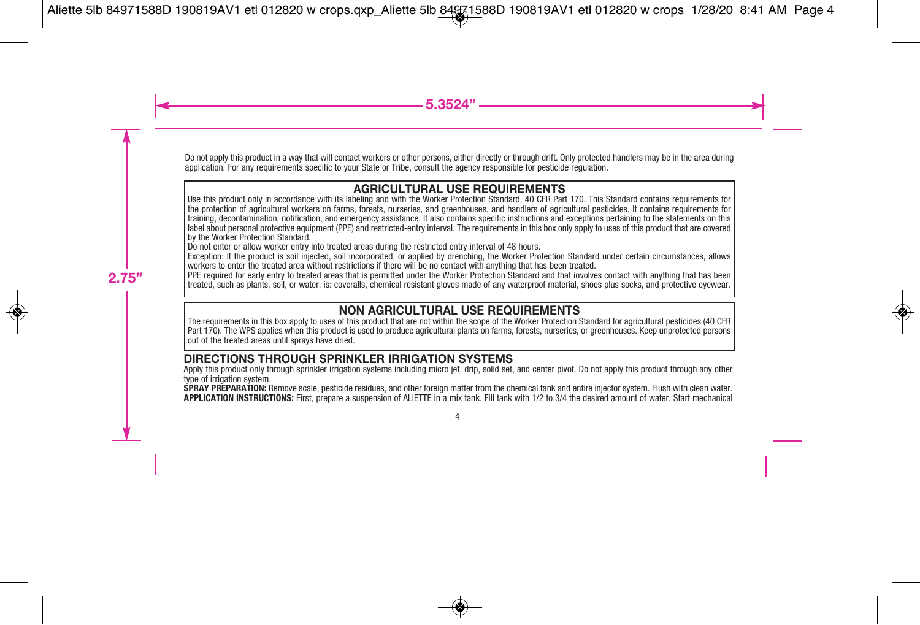Do not apply this product in a way that will contact workers or other persons, either directly or through drift. Only protected handlers may be in the area during application. For any requirements specific to your State or Tribe, consult the agency responsible for pesticide regulation.

## AGRICULTURAL USE REQUIREMENTS

Use this product only in accordance with its labeling and with the Worker Protection Standard, 40 CFR Part 170. This Standard contains requirements for the protection of agricultural workers on farms, forests, nurseries, and greenhouses, and handlers of agricultural pesticides. It contains requirements for training, decontamination, notification, and emergency assistance. It also contains specific instructions and exceptions pertaining to the statements on this label about personal protective equipment (PPE) and restricted-entry interval. The requirements in this box only apply to uses of this product that are covered by the Worker Protection Standard.

Do not enter or allow worker entry into treated areas during the restricted entry interval of 48 hours.

Exception: If the product is soil injected, soil incorporated, or applied by drenching, the Worker Protection Standard under certain circumstances, allows workers to enter the treated area without restrictions if there will be no contact with anything that has been treated.

PPE required for early entry to treated areas that is permitted under the Worker Protection Standard and that involves contact with anything that has been treated, such as plants, soil, or water, is: coveralls, chemical resistant gloves made of any waterproof material, shoes plus socks, and protective eyewear.

## NON AGRICULTURAL USE REQUIREMENTS

The requirements in this box apply to uses of this product that are not within the scope of the Worker Protection Standard for agricultural pesticides (40 CFR Part 170). The WPS applies when this product is used to produce agricultural plants on farms, forests, nurseries, or greenhouses. Keep unprotected persons out of the treated areas until sprays have dried.

## DIRECTIONS THROUGH SPRINKLER IRRIGATION SYSTEMS

Apply this product only through sprinkler irrigation systems including micro jet, drip, solid set, and center pivot. Do not apply this product through any other type of irrigation system.

**SPRAY PREPARATION:** Remove scale, pesticide residues, and other foreign matter from the chemical tank and entire injector system. Flush with clean water.

**APPLICATION INSTRUCTIONS:** First, prepare a suspension of ALIETTE in a mix tank. Fill tank with 1/2 to 3/4 the desired amount of water. Start mechanical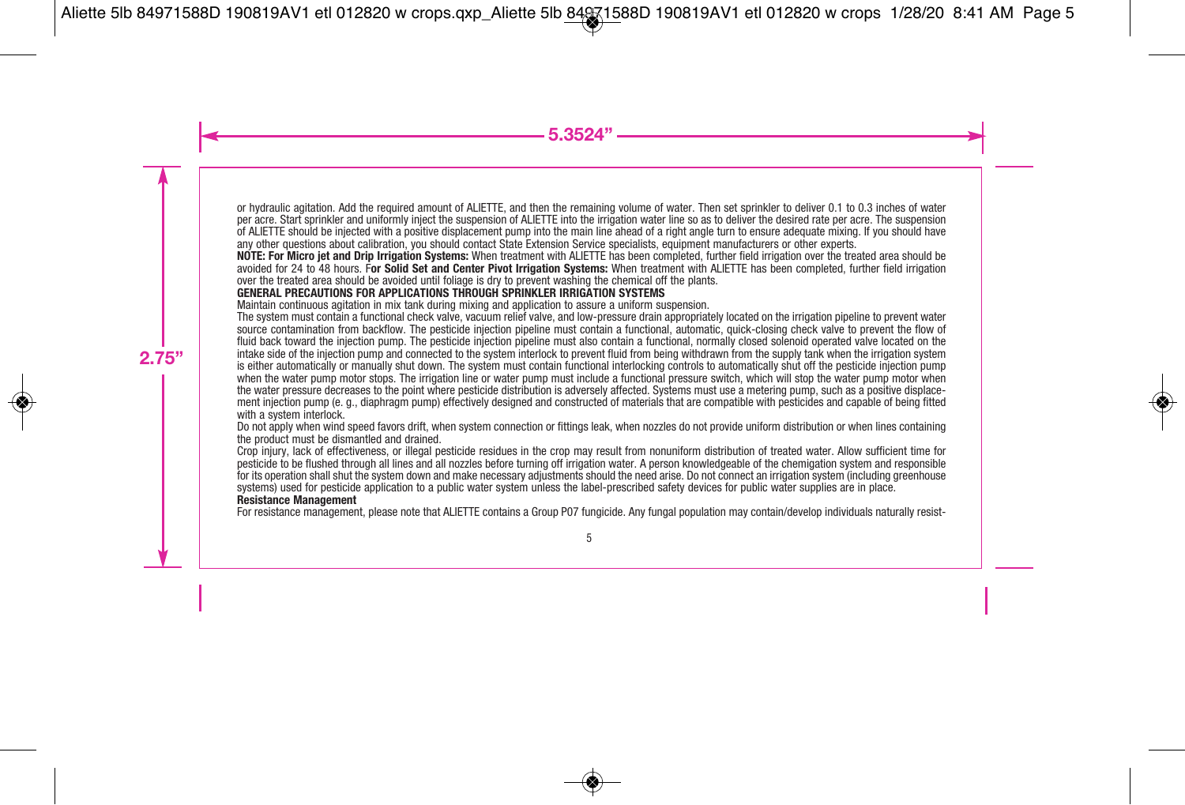or hydraulic agitation. Add the required amount of ALIETTE, and then the remaining volume of water. Then set sprinkler to deliver 0.1 to 0.3 inches of water per acre. Start sprinkler and uniformly inject the suspension of ALIETTE into the irrigation water line so as to deliver the desired rate per acre. The suspension of ALIETTE should be injected with a positive displacement pump into the main line ahead of a right angle turn to ensure adequate mixing. If you should have any other questions about calibration, you should contact State Extension Service specialists, equipment manufacturers or other experts.

**NOTE: For Micro jet and Drip Irrigation Systems:** When treatment with ALIETTE has been completed, further field irrigation over the treated area should be avoided for 24 to 48 hours. F**or Solid Set and Center Pivot Irrigation Systems:** When treatment with ALIETTE has been completed, further field irrigation over the treated area should be avoided until foliage is dry to prevent washing the chemical off the plants.

**GENERAL PRECAUTIONS FOR APPLICATIONS THROUGH SPRINKLER IRRIGATION SYSTEMS**

Maintain continuous agitation in mix tank during mixing and application to assure a uniform suspension.

The system must contain a functional check valve, vacuum relief valve, and low-pressure drain appropriately located on the irrigation pipeline to prevent water source contamination from backflow. The pesticide injection pipeline must contain a functional, automatic, quick-closing check valve to prevent the flow of fluid back toward the injection pump. The pesticide injection pipeline must also contain a functional, normally closed solenoid operated valve located on the intake side of the injection pump and connected to the system interlock to prevent fluid from being withdrawn from the supply tank when the irrigation system is either automatically or manually shut down. The system must contain functional interlocking controls to automatically shut off the pesticide injection pump when the water pump motor stops. The irrigation line or water pump must include a functional pressure switch, which will stop the water pump motor when the water pressure decreases to the point where pesticide distribution is adversely affected. Systems must use a metering pump, such as a positive displacement injection pump (e. g., diaphragm pump) effectively designed and constructed of materials that are compatible with pesticides and capable of being fitted with a system interlock.

Do not apply when wind speed favors drift, when system connection or fittings leak, when nozzles do not provide uniform distribution or when lines containing the product must be dismantled and drained.

Crop injury, lack of effectiveness, or illegal pesticide residues in the crop may result from nonuniform distribution of treated water. Allow sufficient time for pesticide to be flushed through all lines and all nozzles before turning off irrigation water. A person knowledgeable of the chemigation system and responsible for its operation shall shut the system down and make necessary adjustments should the need arise. Do not connect an irrigation system (including greenhouse systems) used for pesticide application to a public water system unless the label-prescribed safety devices for public water supplies are in place.

**Resistance Management**

For resistance management, please note that ALIETTE contains a Group P07 fungicide. Any fungal population may contain/develop individuals naturally resist-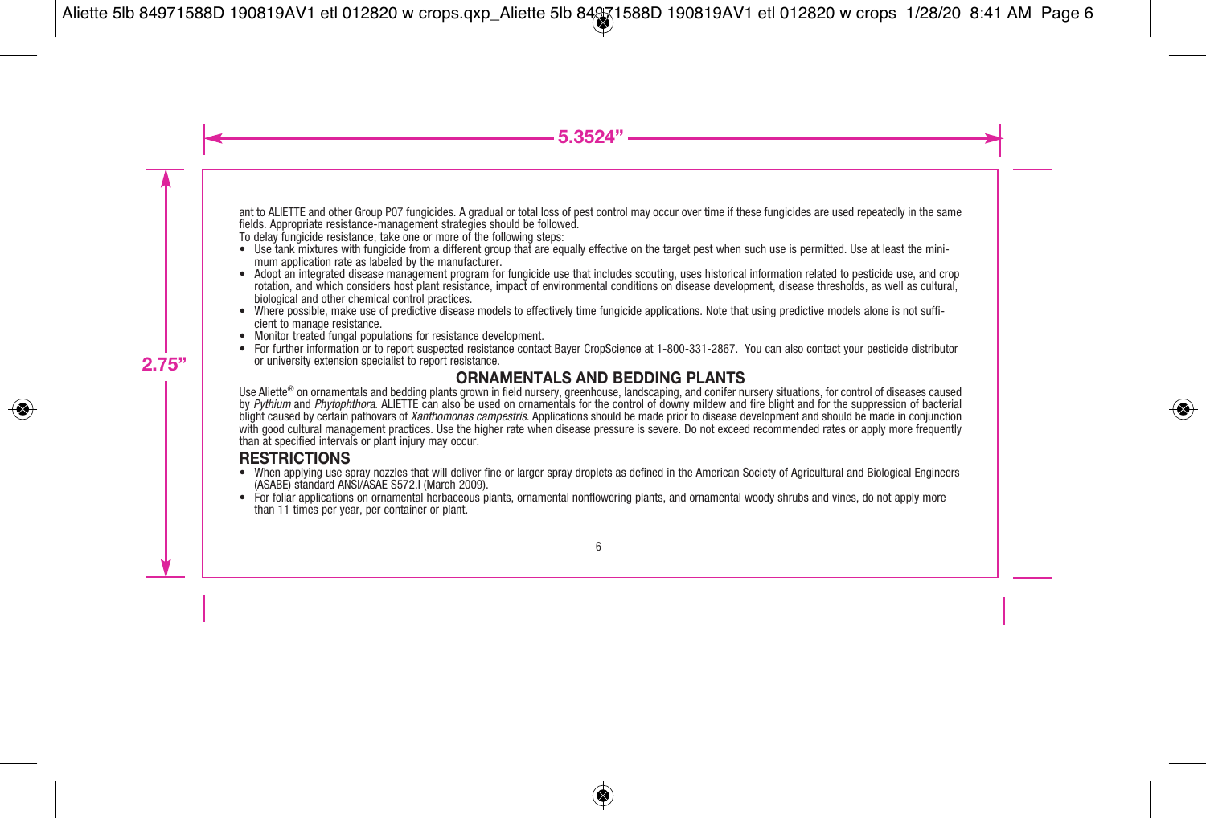ant to ALIETTE and other Group P07 fungicides. A gradual or total loss of pest control may occur over time if these fungicides are used repeatedly in the same fields. Appropriate resistance-management strategies should be followed.

To delay fungicide resistance, take one or more of the following steps:

- Use tank mixtures with fungicide from a different group that are equally effective on the target pest when such use is permitted. Use at least the minimum application rate as labeled by the manufacturer.
- Adopt an integrated disease management program for fungicide use that includes scouting, uses historical information related to pesticide use, and crop rotation, and which considers host plant resistance, impact of environmental conditions on disease development, disease thresholds, as well as cultural, biological and other chemical control practices.
- Where possible, make use of predictive disease models to effectively time fungicide applications. Note that using predictive models alone is not sufficient to manage resistance.
- Monitor treated fungal populations for resistance development.
- For further information or to report suspected resistance contact Bayer CropScience at 1-800-331-2867. You can also contact your pesticide distributor or university extension specialist to report resistance.

## ORNAMENTALS AND BEDDING PLANTS

Use Aliette® on ornamentals and bedding plants grown in field nursery, greenhouse, landscaping, and conifer nursery situations, for control of diseases caused by *Pythium* and *Phytophthora*. ALIETTE can also be used on ornamentals for the control of downy mildew and fire blight and for the suppression of bacterial blight caused by certain pathovars of *Xanthomonas campestris*. Applications should be made prior to disease development and should be made in conjunction with good cultural management practices. Use the higher rate when disease pressure is severe. Do not exceed recommended rates or apply more frequently than at specified intervals or plant injury may occur.

### RESTRICTIONS

- When applying use spray nozzles that will deliver fine or larger spray droplets as defined in the American Society of Agricultural and Biological Engineers (ASABE) standard ANSI/ASAE S572.l (March 2009).
- For foliar applications on ornamental herbaceous plants, ornamental nonflowering plants, and ornamental woody shrubs and vines, do not apply more than 11 times per year, per container or plant.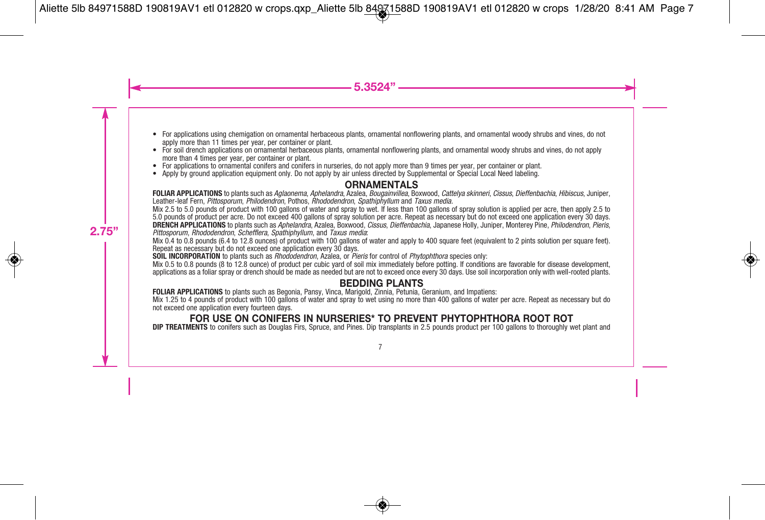- For applications using chemigation on ornamental herbaceous plants, ornamental nonflowering plants, and ornamental woody shrubs and vines, do not apply more than 11 times per year, per container or plant.
- For soil drench applications on ornamental herbaceous plants, ornamental nonflowering plants, and ornamental woody shrubs and vines, do not apply more than 4 times per year, per container or plant.
- For applications to ornamental conifers and conifers in nurseries, do not apply more than 9 times per year, per container or plant.
- Apply by ground application equipment only. Do not apply by air unless directed by Supplemental or Special Local Need labeling.

## ORNAMENTALS

**FOLIAR APPLICATIONS** to plants such as *Aglaonema*, *Aphelandra*, Azalea, *Bougainvillea*, Boxwood, *Cattelya skinneri*, *Cissus*, *Dieffenbachia*, *Hibiscus*, Juniper, Leather-leaf Fern, *Pittosporum*, *Philodendron*, Pothos, *Rhododendron*, *Spathiphyllum* and *Taxus media*.

Mix 2.5 to 5.0 pounds of product with 100 gallons of water and spray to wet. If less than 100 gallons of spray solution is applied per acre, then apply 2.5 to 5.0 pounds of product per acre. Do not exceed 400 gallons of spray solution per acre. Repeat as necessary but do not exceed one application every 30 days.

**DRENCH APPLICATIONS** to plants such as *Aphelandra*, Azalea, Boxwood, *Cissus*, *Dieffenbachia*, Japanese Holly, Juniper, Monterey Pine, *Philodendron*, *Pieris*, *Pittosporum*, *Rhododendron*, *Schefflera*, *Spathiphyllum*, and *Taxus media*:

Mix 0.4 to 0.8 pounds (6.4 to 12.8 ounces) of product with 100 gallons of water and apply to 400 square feet (equivalent to 2 pints solution per square feet). Repeat as necessary but do not exceed one application every 30 days.

**SOIL INCORPORATION** to plants such as *Rhododendron*, Azalea, or *Pieris* for control of *Phytophthora* species only:

Mix 0.5 to 0.8 pounds (8 to 12.8 ounce) of product per cubic yard of soil mix immediately before potting. If conditions are favorable for disease development, applications as a foliar spray or drench should be made as needed but are not to exceed once every 30 days. Use soil incorporation only with well-rooted plants.

## BEDDING PLANTS

**FOLIAR APPLICATIONS** to plants such as Begonia, Pansy, Vinca, Marigold, Zinnia, Petunia, Geranium, and Impatiens:

Mix 1.25 to 4 pounds of product with 100 gallons of water and spray to wet using no more than 400 gallons of water per acre. Repeat as necessary but do not exceed one application every fourteen days.

## FOR USE ON CONIFERS IN NURSERIES* TO PREVENT PHYTOPHTHORA ROOT ROT

**DIP TREATMENTS** to conifers such as Douglas Firs, Spruce, and Pines. Dip transplants in 2.5 pounds product per 100 gallons to thoroughly wet plant and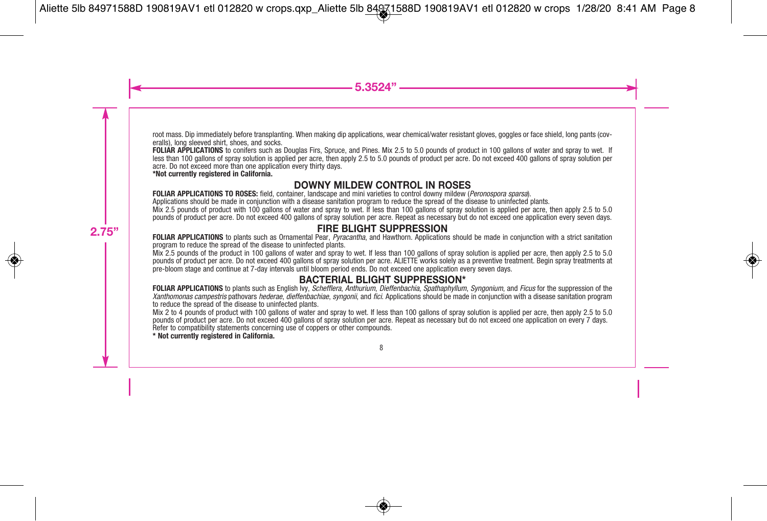root mass. Dip immediately before transplanting. When making dip applications, wear chemical/water resistant gloves, goggles or face shield, long pants (coveralls), long sleeved shirt, shoes, and socks.

**FOLIAR APPLICATIONS** to conifers such as Douglas Firs, Spruce, and Pines. Mix 2.5 to 5.0 pounds of product in 100 gallons of water and spray to wet. If less than 100 gallons of spray solution is applied per acre, then apply 2.5 to 5.0 pounds of product per acre. Do not exceed 400 gallons of spray solution per acre. Do not exceed more than one application every thirty days.

**\*Not currently registered in California.**

## DOWNY MILDEW CONTROL IN ROSES

**FOLIAR APPLICATIONS TO ROSES:** field, container, landscape and mini varieties to control downy mildew (*Peronospora sparsa*).

Applications should be made in conjunction with a disease sanitation program to reduce the spread of the disease to uninfected plants.

Mix 2.5 pounds of product with 100 gallons of water and spray to wet. If less than 100 gallons of spray solution is applied per acre, then apply 2.5 to 5.0 pounds of product per acre. Do not exceed 400 gallons of spray solution per acre. Repeat as necessary but do not exceed one application every seven days.

## FIRE BLIGHT SUPPRESSION

**FOLIAR APPLICATIONS** to plants such as Ornamental Pear, *Pyracantha*, and Hawthorn. Applications should be made in conjunction with a strict sanitation program to reduce the spread of the disease to uninfected plants.

Mix 2.5 pounds of the product in 100 gallons of water and spray to wet. If less than 100 gallons of spray solution is applied per acre, then apply 2.5 to 5.0 pounds of product per acre. Do not exceed 400 gallons of spray solution per acre. ALIETTE works solely as a preventive treatment. Begin spray treatments at pre-bloom stage and continue at 7-day intervals until bloom period ends. Do not exceed one application every seven days.

## BACTERIAL BLIGHT SUPPRESSION*

**FOLIAR APPLICATIONS** to plants such as English Ivy, *Schefflera*, *Anthurium*, *Dieffenbachia*, *Spathaphyllum*, *Syngonium*, and *Ficus* for the suppression of the *Xanthomonas campestris* pathovars *hederae*, *dieffenbachiae*, *syngonii*, and *fici*. Applications should be made in conjunction with a disease sanitation program to reduce the spread of the disease to uninfected plants.

Mix 2 to 4 pounds of product with 100 gallons of water and spray to wet. If less than 100 gallons of spray solution is applied per acre, then apply 2.5 to 5.0 pounds of product per acre. Do not exceed 400 gallons of spray solution per acre. Repeat as necessary but do not exceed one application on every 7 days.

Refer to compatibility statements concerning use of coppers or other compounds.

**\* Not currently registered in California.**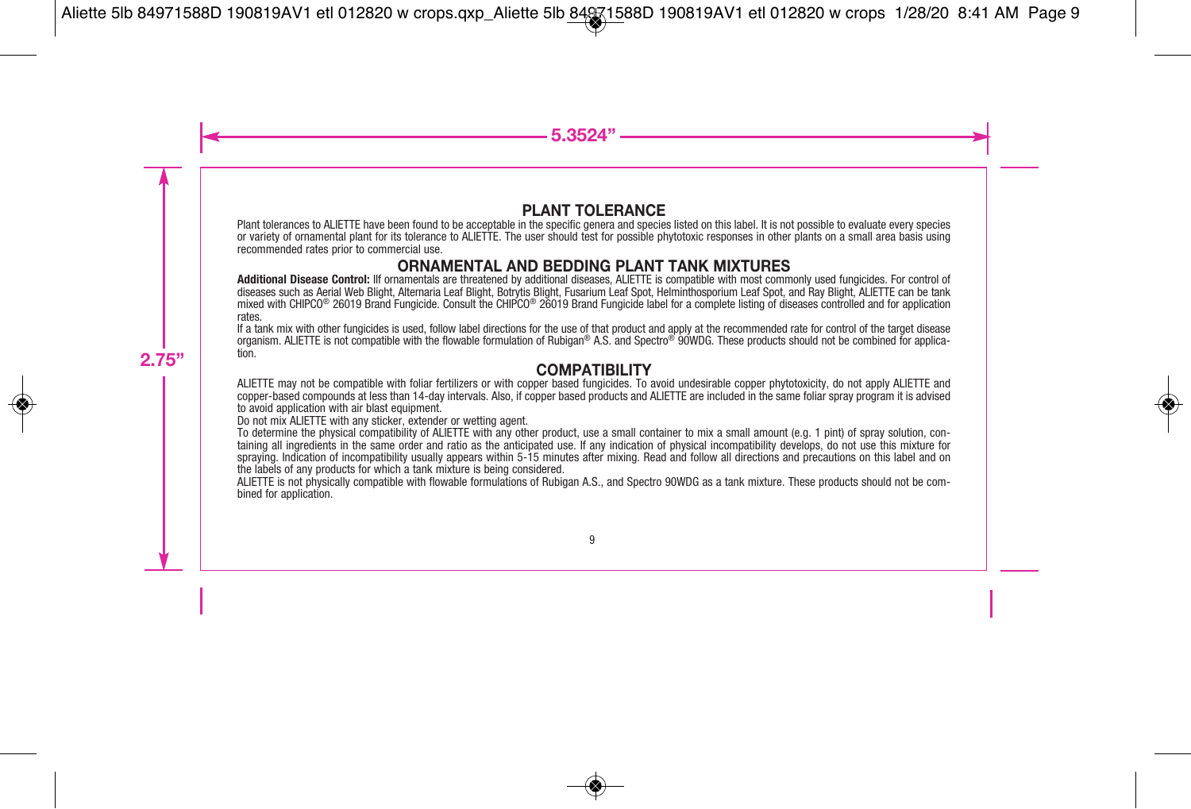## PLANT TOLERANCE

Plant tolerances to ALIETTE have been found to be acceptable in the specific genera and species listed on this label. It is not possible to evaluate every species or variety of ornamental plant for its tolerance to ALIETTE. The user should test for possible phytotoxic responses in other plants on a small area basis using recommended rates prior to commercial use.

## ORNAMENTAL AND BEDDING PLANT TANK MIXTURES

**Additional Disease Control:** Iif ornamentals are threatened by additional diseases, ALIETTE is compatible with most commonly used fungicides. For control of diseases such as Aerial Web Blight, Alternaria Leaf Blight, Botrytis Blight, Fusarium Leaf Spot, Helminthosporium Leaf Spot, and Ray Blight, ALIETTE can be tank mixed with CHIPCO® 26019 Brand Fungicide. Consult the CHIPCO® 26019 Brand Fungicide label for a complete listing of diseases controlled and for application rates.

If a tank mix with other fungicides is used, follow label directions for the use of that product and apply at the recommended rate for control of the target disease organism. ALIETTE is not compatible with the flowable formulation of Rubigan® A.S. and Spectro® 90WDG. These products should not be combined for application.

## COMPATIBILITY

ALIETTE may not be compatible with foliar fertilizers or with copper based fungicides. To avoid undesirable copper phytotoxicity, do not apply ALIETTE and copper-based compounds at less than 14-day intervals. Also, if copper based products and ALIETTE are included in the same foliar spray program it is advised to avoid application with air blast equipment.

Do not mix ALIETTE with any sticker, extender or wetting agent.

To determine the physical compatibility of ALIETTE with any other product, use a small container to mix a small amount (e.g. 1 pint) of spray solution, containing all ingredients in the same order and ratio as the anticipated use. If any indication of physical incompatibility develops, do not use this mixture for spraying. Indication of incompatibility usually appears within 5-15 minutes after mixing. Read and follow all directions and precautions on this label and on the labels of any products for which a tank mixture is being considered.

ALIETTE is not physically compatible with flowable formulations of Rubigan A.S., and Spectro 90WDG as a tank mixture. These products should not be combined for application.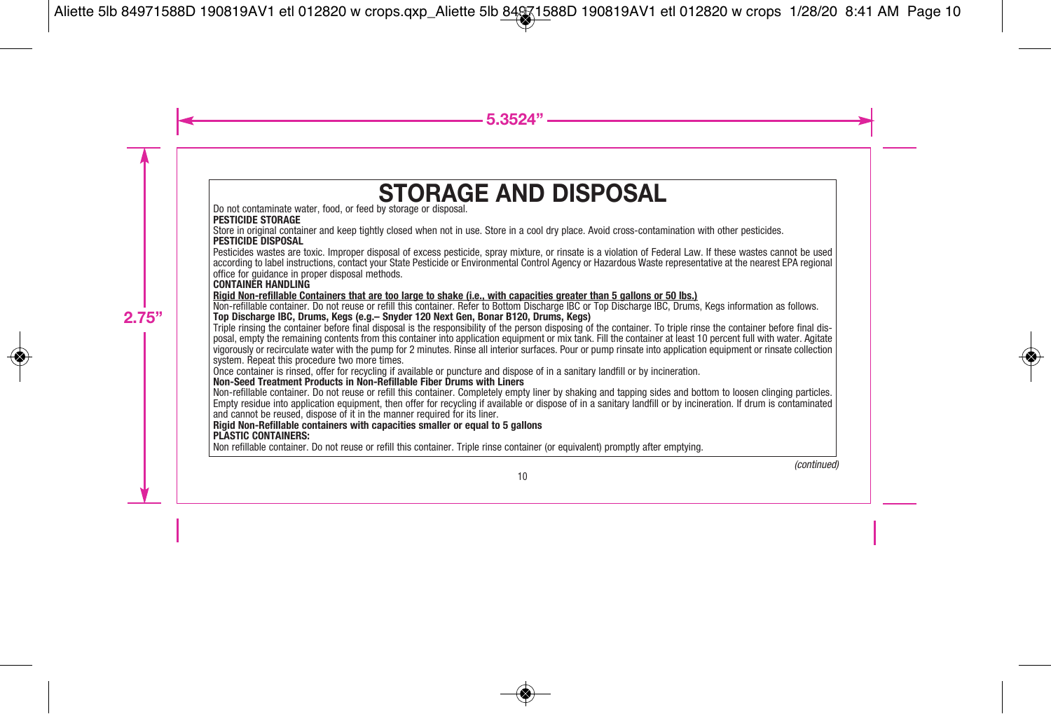# STORAGE AND DISPOSAL

Do not contaminate water, food, or feed by storage or disposal.

**PESTICIDE STORAGE**

Store in original container and keep tightly closed when not in use. Store in a cool dry place. Avoid cross-contamination with other pesticides.

**PESTICIDE DISPOSAL**

Pesticides wastes are toxic. Improper disposal of excess pesticide, spray mixture, or rinsate is a violation of Federal Law. If these wastes cannot be used according to label instructions, contact your State Pesticide or Environmental Control Agency or Hazardous Waste representative at the nearest EPA regional office for guidance in proper disposal methods.

**CONTAINER HANDLING**

**Rigid Non-refillable Containers that are too large to shake (i.e., with capacities greater than 5 gallons or 50 lbs.)**

Non-refillable container. Do not reuse or refill this container. Refer to Bottom Discharge IBC or Top Discharge IBC, Drums, Kegs information as follows.

**Top Discharge IBC, Drums, Kegs (e.g.– Snyder 120 Next Gen, Bonar B120, Drums, Kegs)**

Triple rinsing the container before final disposal is the responsibility of the person disposing of the container. To triple rinse the container before final disposal, empty the remaining contents from this container into application equipment or mix tank. Fill the container at least 10 percent full with water. Agitate vigorously or recirculate water with the pump for 2 minutes. Rinse all interior surfaces. Pour or pump rinsate into application equipment or rinsate collection system. Repeat this procedure two more times.

Once container is rinsed, offer for recycling if available or puncture and dispose of in a sanitary landfill or by incineration.

**Non-Seed Treatment Products in Non-Refillable Fiber Drums with Liners**

Non-refillable container. Do not reuse or refill this container. Completely empty liner by shaking and tapping sides and bottom to loosen clinging particles. Empty residue into application equipment, then offer for recycling if available or dispose of in a sanitary landfill or by incineration. If drum is contaminated and cannot be reused, dispose of it in the manner required for its liner.

**Rigid Non-Refillable containers with capacities smaller or equal to 5 gallons**

**PLASTIC CONTAINERS:**

Non refillable container. Do not reuse or refill this container. Triple rinse container (or equivalent) promptly after emptying.

*(continued)*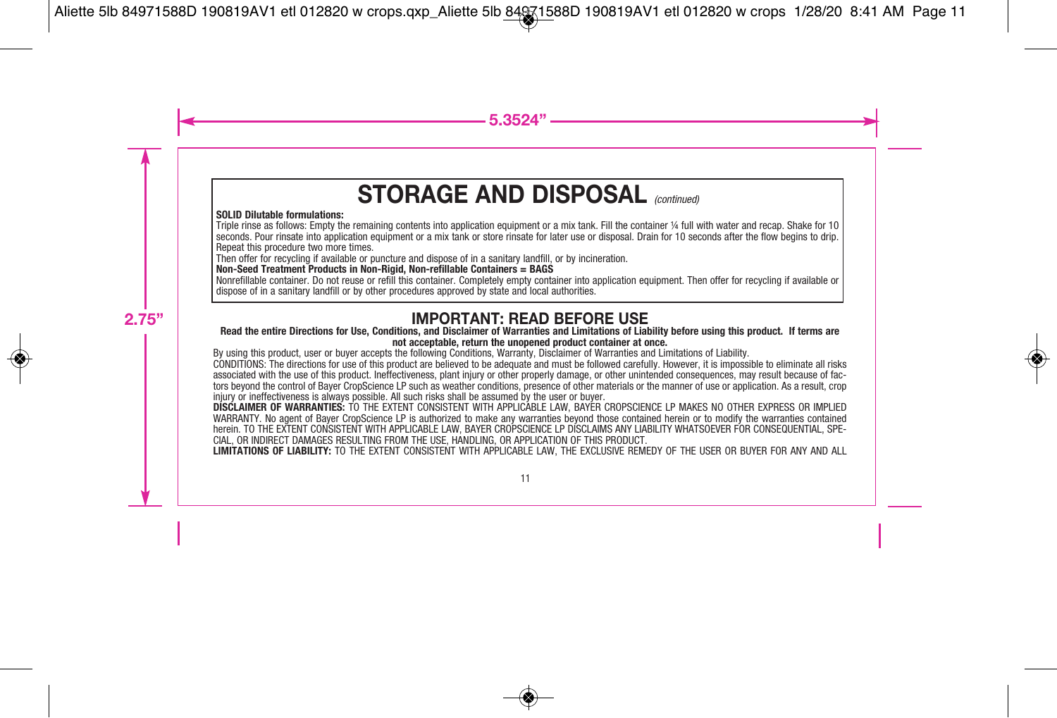# STORAGE AND DISPOSAL *(continued)*

**SOLID Dilutable formulations:**

Triple rinse as follows: Empty the remaining contents into application equipment or a mix tank. Fill the container ¼ full with water and recap. Shake for 10 seconds. Pour rinsate into application equipment or a mix tank or store rinsate for later use or disposal. Drain for 10 seconds after the flow begins to drip. Repeat this procedure two more times.

Then offer for recycling if available or puncture and dispose of in a sanitary landfill, or by incineration.

**Non-Seed Treatment Products in Non-Rigid, Non-refillable Containers = BAGS**

Nonrefillable container. Do not reuse or refill this container. Completely empty container into application equipment. Then offer for recycling if available or dispose of in a sanitary landfill or by other procedures approved by state and local authorities.

## IMPORTANT: READ BEFORE USE

**Read the entire Directions for Use, Conditions, and Disclaimer of Warranties and Limitations of Liability before using this product. If terms are not acceptable, return the unopened product container at once.**

By using this product, user or buyer accepts the following Conditions, Warranty, Disclaimer of Warranties and Limitations of Liability.

CONDITIONS: The directions for use of this product are believed to be adequate and must be followed carefully. However, it is impossible to eliminate all risks associated with the use of this product. Ineffectiveness, plant injury or other property damage, or other unintended consequences, may result because of factors beyond the control of Bayer CropScience LP such as weather conditions, presence of other materials or the manner of use or application. As a result, crop injury or ineffectiveness is always possible. All such risks shall be assumed by the user or buyer.

**DISCLAIMER OF WARRANTIES:** TO THE EXTENT CONSISTENT WITH APPLICABLE LAW, BAYER CROPSCIENCE LP MAKES NO OTHER EXPRESS OR IMPLIED WARRANTY. No agent of Bayer CropScience LP is authorized to make any warranties beyond those contained herein or to modify the warranties contained herein. TO THE EXTENT CONSISTENT WITH APPLICABLE LAW, BAYER CROPSCIENCE LP DISCLAIMS ANY LIABILITY WHATSOEVER FOR CONSEQUENTIAL, SPECIAL, OR INDIRECT DAMAGES RESULTING FROM THE USE, HANDLING, OR APPLICATION OF THIS PRODUCT.

**LIMITATIONS OF LIABILITY:** TO THE EXTENT CONSISTENT WITH APPLICABLE LAW, THE EXCLUSIVE REMEDY OF THE USER OR BUYER FOR ANY AND ALL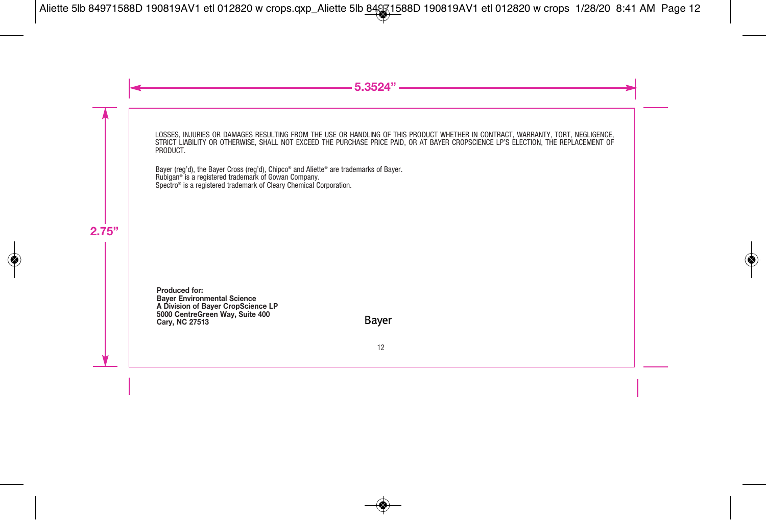LOSSES, INJURIES OR DAMAGES RESULTING FROM THE USE OR HANDLING OF THIS PRODUCT WHETHER IN CONTRACT, WARRANTY, TORT, NEGLIGENCE, STRICT LIABILITY OR OTHERWISE, SHALL NOT EXCEED THE PURCHASE PRICE PAID, OR AT BAYER CROPSCIENCE LP'S ELECTION, THE REPLACEMENT OF PRODUCT.

Bayer (reg'd), the Bayer Cross (reg'd), Chipco® and Aliette® are trademarks of Bayer.
Rubigan® is a registered trademark of Gowan Company.
Spectro® is a registered trademark of Cleary Chemical Corporation.

**Produced for:**
**Bayer Environmental Science**
**A Division of Bayer CropScience LP**
**5000 CentreGreen Way, Suite 400**
**Cary, NC 27513**

Bayer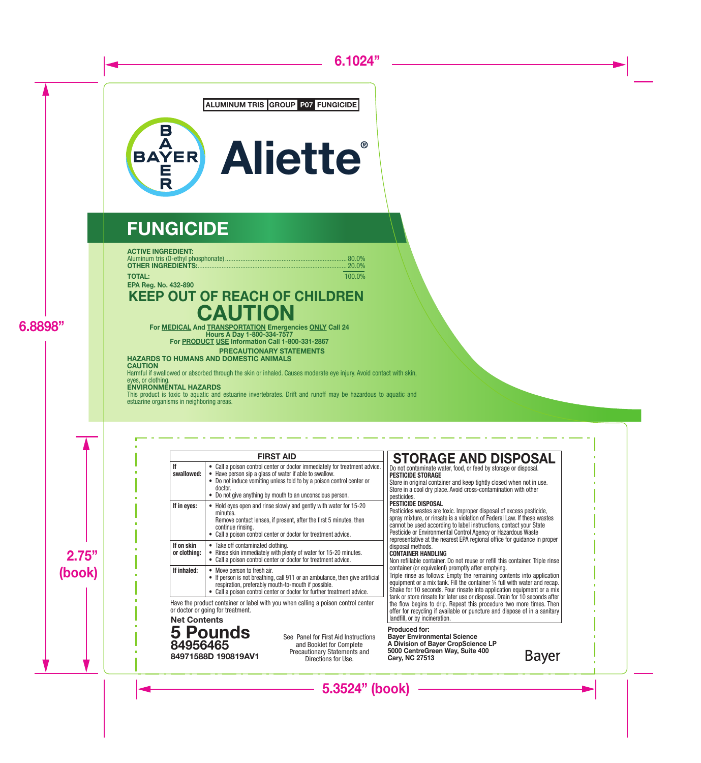ALUMINUM TRIS | GROUP | P07 | FUNGICIDE

BAYER

# Aliette®

## FUNGICIDE

**ACTIVE INGREDIENT:**
Aluminum tris (O-ethyl phosphonate) ........................................................ 80.0%
**OTHER INGREDIENTS:** ........................................................................... 20.0%
**TOTAL:** 100.0%

**EPA Reg. No. 432-890**

## KEEP OUT OF REACH OF CHILDREN

## CAUTION

**For MEDICAL And TRANSPORTATION Emergencies ONLY Call 24 Hours A Day 1-800-334-7577**
**For PRODUCT USE Information Call 1-800-331-2867**

**PRECAUTIONARY STATEMENTS**

**HAZARDS TO HUMANS AND DOMESTIC ANIMALS**

**CAUTION**

Harmful if swallowed or absorbed through the skin or inhaled. Causes moderate eye injury. Avoid contact with skin, eyes, or clothing.

**ENVIRONMENTAL HAZARDS**

This product is toxic to aquatic and estuarine invertebrates. Drift and runoff may be hazardous to aquatic and estuarine organisms in neighboring areas.

| FIRST AID | |
|---|---|
| **If swallowed:** | • Call a poison control center or doctor immediately for treatment advice. • Have person sip a glass of water if able to swallow. • Do not induce vomiting unless told to by a poison control center or doctor. • Do not give anything by mouth to an unconscious person. |
| **If in eyes:** | • Hold eyes open and rinse slowly and gently with water for 15-20 minutes. Remove contact lenses, if present, after the first 5 minutes, then continue rinsing. • Call a poison control center or doctor for treatment advice. |
| **If on skin or clothing:** | • Take off contaminated clothing. • Rinse skin immediately with plenty of water for 15-20 minutes. • Call a poison control center or doctor for treatment advice. |
| **If inhaled:** | • Move person to fresh air. • If person is not breathing, call 911 or an ambulance, then give artificial respiration, preferably mouth-to-mouth if possible. • Call a poison control center or doctor for further treatment advice. |

Have the product container or label with you when calling a poison control center or doctor or going for treatment.

**Net Contents**

**5 Pounds**

**84956465**

**84971588D 190819AV1**

See Panel for First Aid Instructions and Booklet for Complete Precautionary Statements and Directions for Use.

## STORAGE AND DISPOSAL

Do not contaminate water, food, or feed by storage or disposal.

**PESTICIDE STORAGE**

Store in original container and keep tightly closed when not in use. Store in a cool dry place. Avoid cross-contamination with other pesticides.

**PESTICIDE DISPOSAL**

Pesticides wastes are toxic. Improper disposal of excess pesticide, spray mixture, or rinsate is a violation of Federal Law. If these wastes cannot be used according to label instructions, contact your State Pesticide or Environmental Control Agency or Hazardous Waste representative at the nearest EPA regional office for guidance in proper disposal methods.

**CONTAINER HANDLING**

Non refillable container. Do not reuse or refill this container. Triple rinse container (or equivalent) promptly after emptying.

Triple rinse as follows: Empty the remaining contents into application equipment or a mix tank. Fill the container ¼ full with water and recap. Shake for 10 seconds. Pour rinsate into application equipment or a mix tank or store rinsate for later use or disposal. Drain for 10 seconds after the flow begins to drip. Repeat this procedure two more times. Then offer for recycling if available or puncture and dispose of in a sanitary landfill, or by incineration.

**Produced for:**
**Bayer Environmental Science**
**A Division of Bayer CropScience LP**
**5000 CentreGreen Way, Suite 400**
**Cary, NC 27513**

Bayer